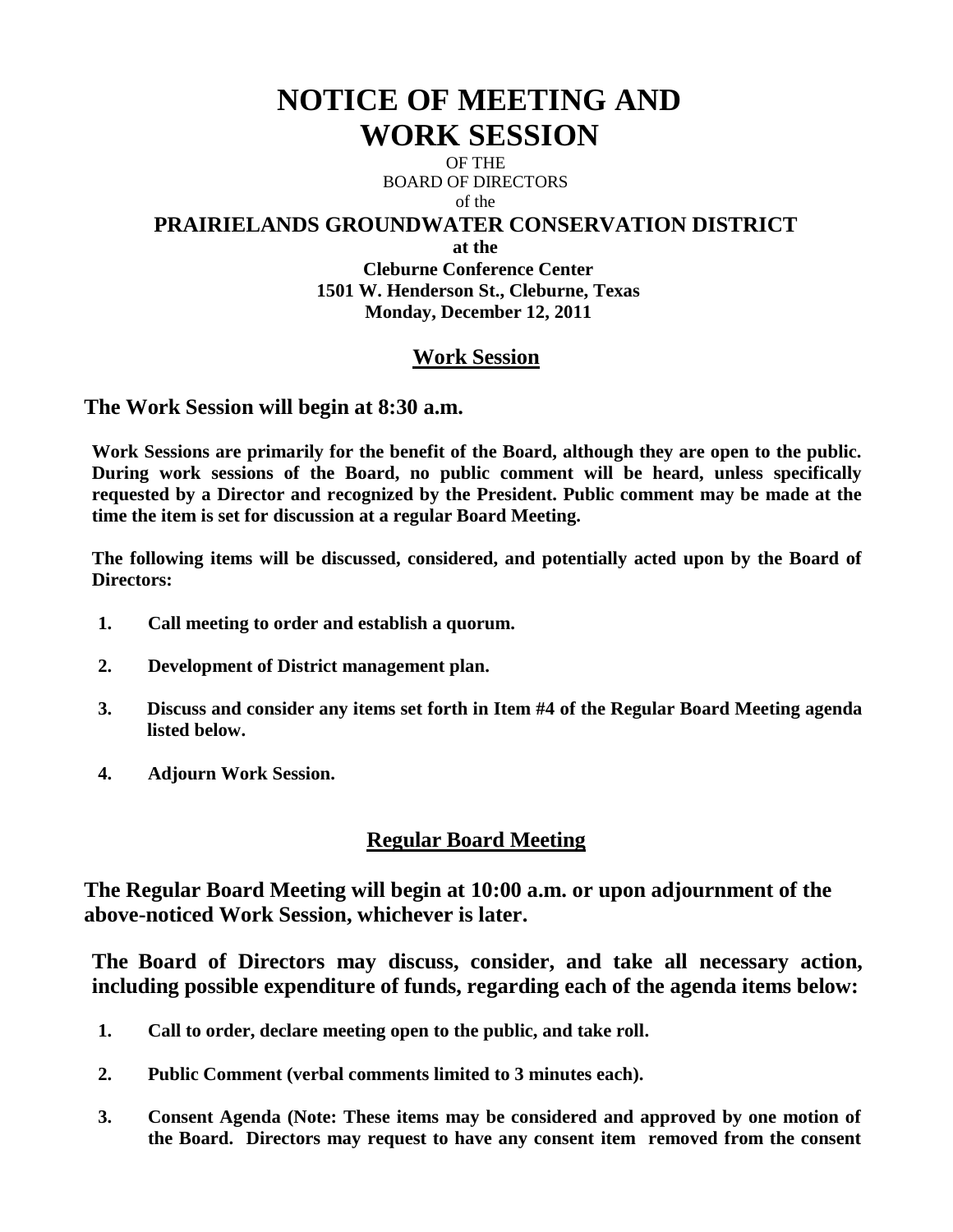# NOTICE OF MEETING AND WORK SESSION

OF THE
BOARD OF DIRECTORS
of the

**PRAIRIELANDS GROUNDWATER CONSERVATION DISTRICT**

**at the**
**Cleburne Conference Center**
**1501 W. Henderson St., Cleburne, Texas**
**Monday, December 12, 2011**

## Work Session

### The Work Session will begin at 8:30 a.m.

**Work Sessions are primarily for the benefit of the Board, although they are open to the public. During work sessions of the Board, no public comment will be heard, unless specifically requested by a Director and recognized by the President. Public comment may be made at the time the item is set for discussion at a regular Board Meeting.**

**The following items will be discussed, considered, and potentially acted upon by the Board of Directors:**

1. **Call meeting to order and establish a quorum.**
2. **Development of District management plan.**
3. **Discuss and consider any items set forth in Item #4 of the Regular Board Meeting agenda listed below.**
4. **Adjourn Work Session.**

## Regular Board Meeting

### The Regular Board Meeting will begin at 10:00 a.m. or upon adjournment of the above-noticed Work Session, whichever is later.

**The Board of Directors may discuss, consider, and take all necessary action, including possible expenditure of funds, regarding each of the agenda items below:**

1. **Call to order, declare meeting open to the public, and take roll.**
2. **Public Comment (verbal comments limited to 3 minutes each).**
3. **Consent Agenda (Note: These items may be considered and approved by one motion of the Board. Directors may request to have any consent item removed from the consent**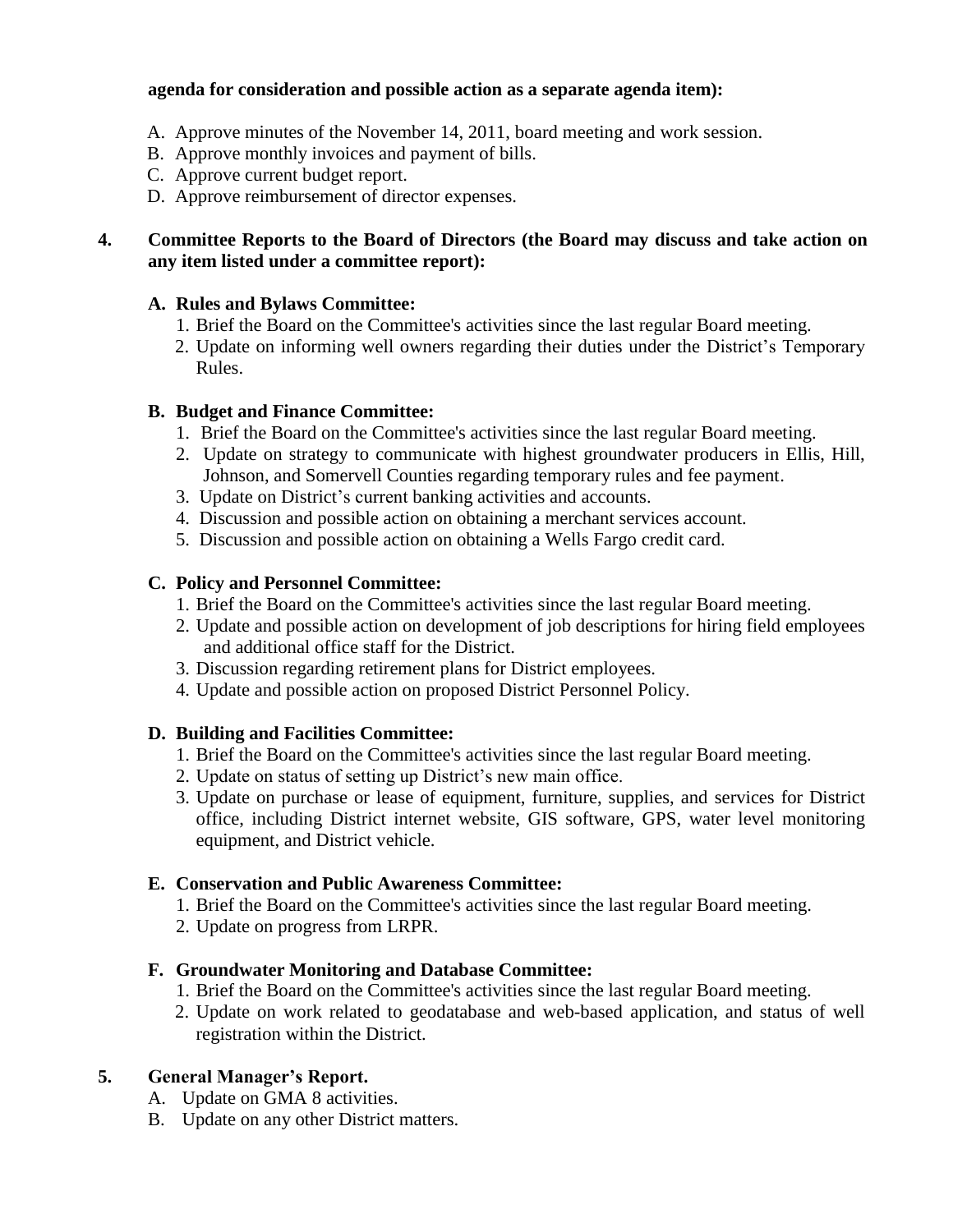**agenda for consideration and possible action as a separate agenda item):**

A. Approve minutes of the November 14, 2011, board meeting and work session.
B. Approve monthly invoices and payment of bills.
C. Approve current budget report.
D. Approve reimbursement of director expenses.

**4. Committee Reports to the Board of Directors (the Board may discuss and take action on any item listed under a committee report):**

**A. Rules and Bylaws Committee:**

1. Brief the Board on the Committee's activities since the last regular Board meeting.
2. Update on informing well owners regarding their duties under the District's Temporary Rules.

**B. Budget and Finance Committee:**

1. Brief the Board on the Committee's activities since the last regular Board meeting.
2. Update on strategy to communicate with highest groundwater producers in Ellis, Hill, Johnson, and Somervell Counties regarding temporary rules and fee payment.
3. Update on District's current banking activities and accounts.
4. Discussion and possible action on obtaining a merchant services account.
5. Discussion and possible action on obtaining a Wells Fargo credit card.

**C. Policy and Personnel Committee:**

1. Brief the Board on the Committee's activities since the last regular Board meeting.
2. Update and possible action on development of job descriptions for hiring field employees and additional office staff for the District.
3. Discussion regarding retirement plans for District employees.
4. Update and possible action on proposed District Personnel Policy.

**D. Building and Facilities Committee:**

1. Brief the Board on the Committee's activities since the last regular Board meeting.
2. Update on status of setting up District's new main office.
3. Update on purchase or lease of equipment, furniture, supplies, and services for District office, including District internet website, GIS software, GPS, water level monitoring equipment, and District vehicle.

**E. Conservation and Public Awareness Committee:**

1. Brief the Board on the Committee's activities since the last regular Board meeting.
2. Update on progress from LRPR.

**F. Groundwater Monitoring and Database Committee:**

1. Brief the Board on the Committee's activities since the last regular Board meeting.
2. Update on work related to geodatabase and web-based application, and status of well registration within the District.

**5. General Manager's Report.**

A. Update on GMA 8 activities.
B. Update on any other District matters.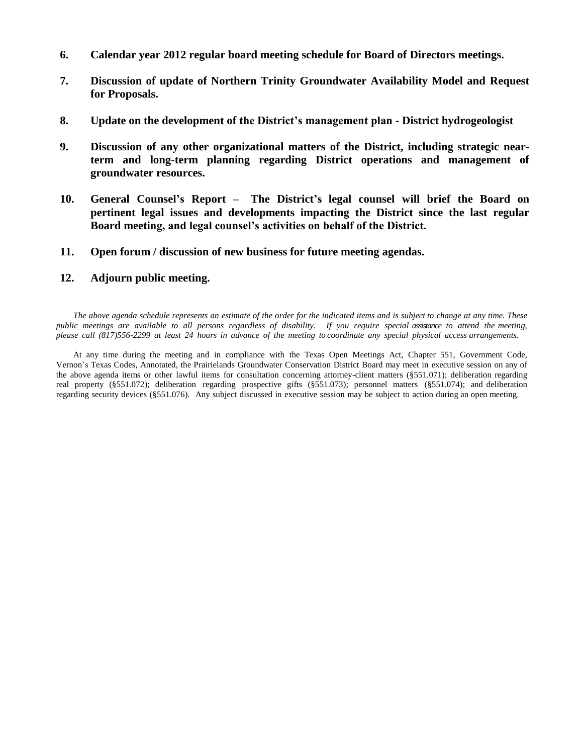6. **Calendar year 2012 regular board meeting schedule for Board of Directors meetings.**

7. **Discussion of update of Northern Trinity Groundwater Availability Model and Request for Proposals.**

8. **Update on the development of the District's management plan - District hydrogeologist**

9. **Discussion of any other organizational matters of the District, including strategic near-term and long-term planning regarding District operations and management of groundwater resources.**

10. **General Counsel's Report – The District's legal counsel will brief the Board on pertinent legal issues and developments impacting the District since the last regular Board meeting, and legal counsel's activities on behalf of the District.**

11. **Open forum / discussion of new business for future meeting agendas.**

12. **Adjourn public meeting.**

*The above agenda schedule represents an estimate of the order for the indicated items and is subject to change at any time. These public meetings are available to all persons regardless of disability. If you require special assistance to attend the meeting, please call (817)556-2299 at least 24 hours in advance of the meeting to coordinate any special physical access arrangements.*

At any time during the meeting and in compliance with the Texas Open Meetings Act, Chapter 551, Government Code, Vernon's Texas Codes, Annotated, the Prairielands Groundwater Conservation District Board may meet in executive session on any of the above agenda items or other lawful items for consultation concerning attorney-client matters (§551.071); deliberation regarding real property (§551.072); deliberation regarding prospective gifts (§551.073); personnel matters (§551.074); and deliberation regarding security devices (§551.076). Any subject discussed in executive session may be subject to action during an open meeting.